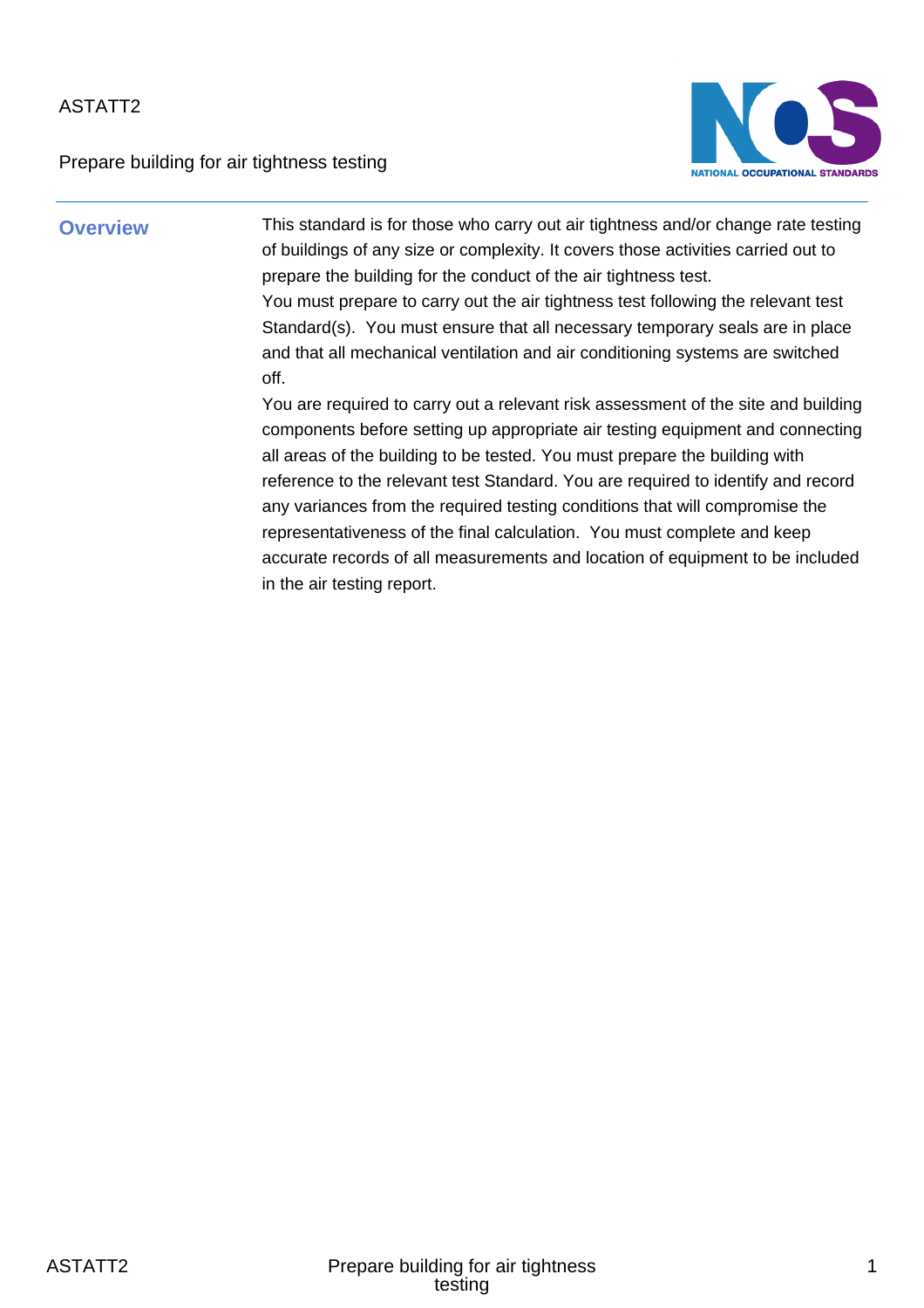ASTATT2

# Prepare building for air tightness testing

## Overview

This standard is for those who carry out air tightness and/or change rate testing of buildings of any size or complexity. It covers those activities carried out to prepare the building for the conduct of the air tightness test.

You must prepare to carry out the air tightness test following the relevant test Standard(s). You must ensure that all necessary temporary seals are in place and that all mechanical ventilation and air conditioning systems are switched off.

You are required to carry out a relevant risk assessment of the site and building components before setting up appropriate air testing equipment and connecting all areas of the building to be tested. You must prepare the building with reference to the relevant test Standard. You are required to identify and record any variances from the required testing conditions that will compromise the representativeness of the final calculation. You must complete and keep accurate records of all measurements and location of equipment to be included in the air testing report.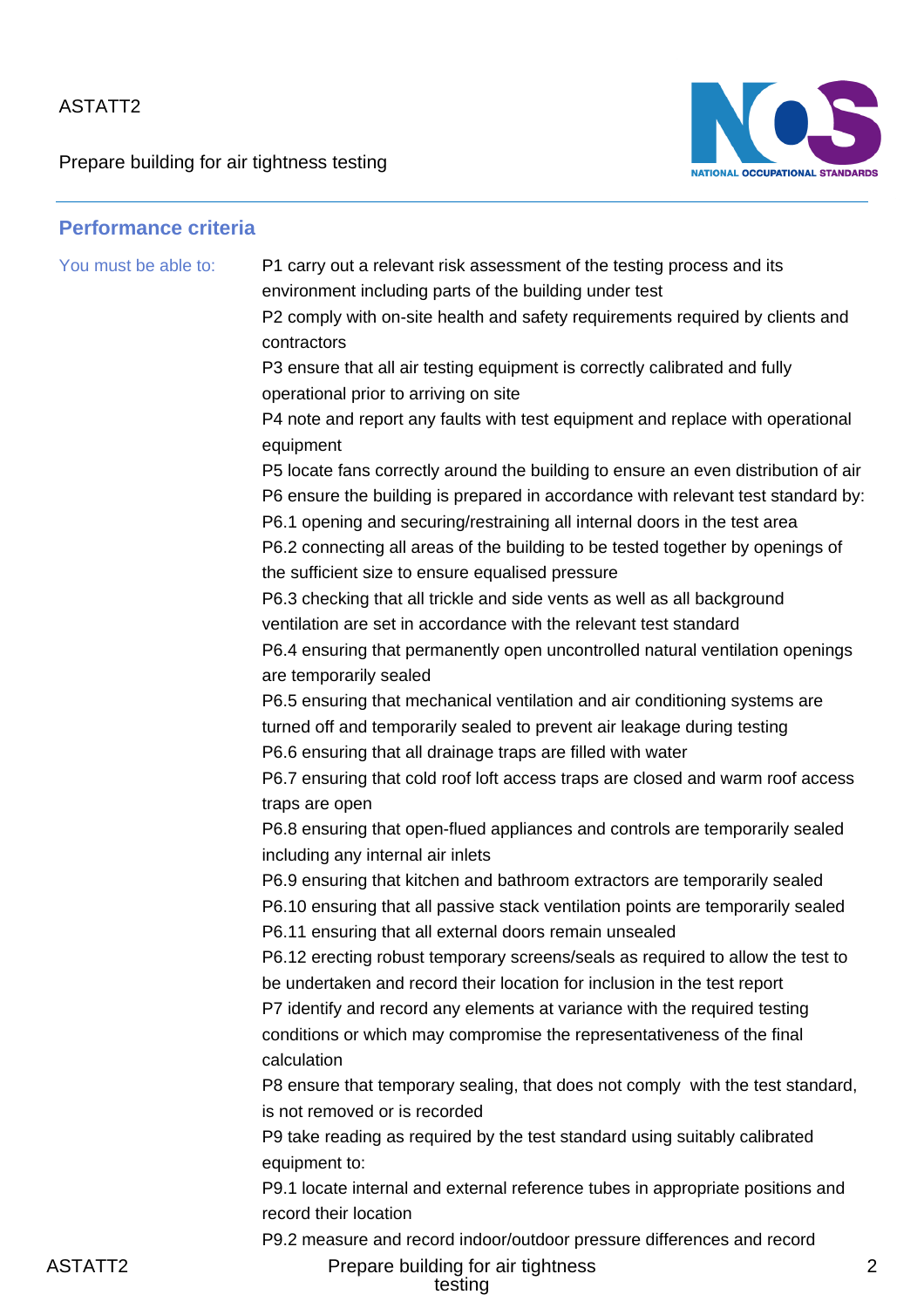## Performance criteria

You must be able to:

P1 carry out a relevant risk assessment of the testing process and its environment including parts of the building under test

P2 comply with on-site health and safety requirements required by clients and contractors

P3 ensure that all air testing equipment is correctly calibrated and fully operational prior to arriving on site

P4 note and report any faults with test equipment and replace with operational equipment

P5 locate fans correctly around the building to ensure an even distribution of air

P6 ensure the building is prepared in accordance with relevant test standard by:

P6.1 opening and securing/restraining all internal doors in the test area

P6.2 connecting all areas of the building to be tested together by openings of the sufficient size to ensure equalised pressure

P6.3 checking that all trickle and side vents as well as all background ventilation are set in accordance with the relevant test standard

P6.4 ensuring that permanently open uncontrolled natural ventilation openings are temporarily sealed

P6.5 ensuring that mechanical ventilation and air conditioning systems are turned off and temporarily sealed to prevent air leakage during testing

P6.6 ensuring that all drainage traps are filled with water

P6.7 ensuring that cold roof loft access traps are closed and warm roof access traps are open

P6.8 ensuring that open-flued appliances and controls are temporarily sealed including any internal air inlets

P6.9 ensuring that kitchen and bathroom extractors are temporarily sealed

P6.10 ensuring that all passive stack ventilation points are temporarily sealed

P6.11 ensuring that all external doors remain unsealed

P6.12 erecting robust temporary screens/seals as required to allow the test to be undertaken and record their location for inclusion in the test report

P7 identify and record any elements at variance with the required testing conditions or which may compromise the representativeness of the final calculation

P8 ensure that temporary sealing, that does not comply with the test standard, is not removed or is recorded

P9 take reading as required by the test standard using suitably calibrated equipment to:

P9.1 locate internal and external reference tubes in appropriate positions and record their location

P9.2 measure and record indoor/outdoor pressure differences and record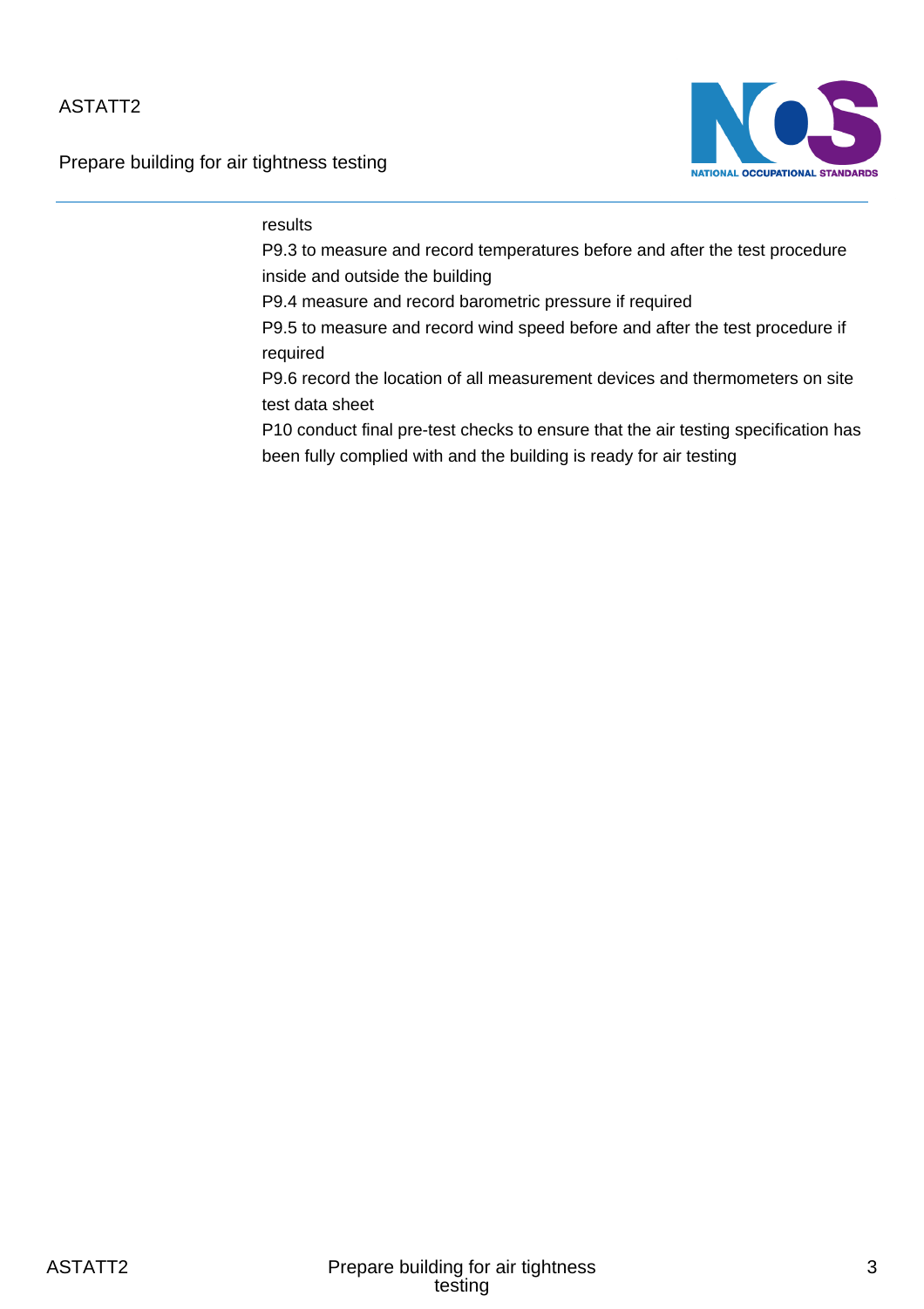results

P9.3 to measure and record temperatures before and after the test procedure inside and outside the building

P9.4 measure and record barometric pressure if required

P9.5 to measure and record wind speed before and after the test procedure if required

P9.6 record the location of all measurement devices and thermometers on site test data sheet

P10 conduct final pre-test checks to ensure that the air testing specification has been fully complied with and the building is ready for air testing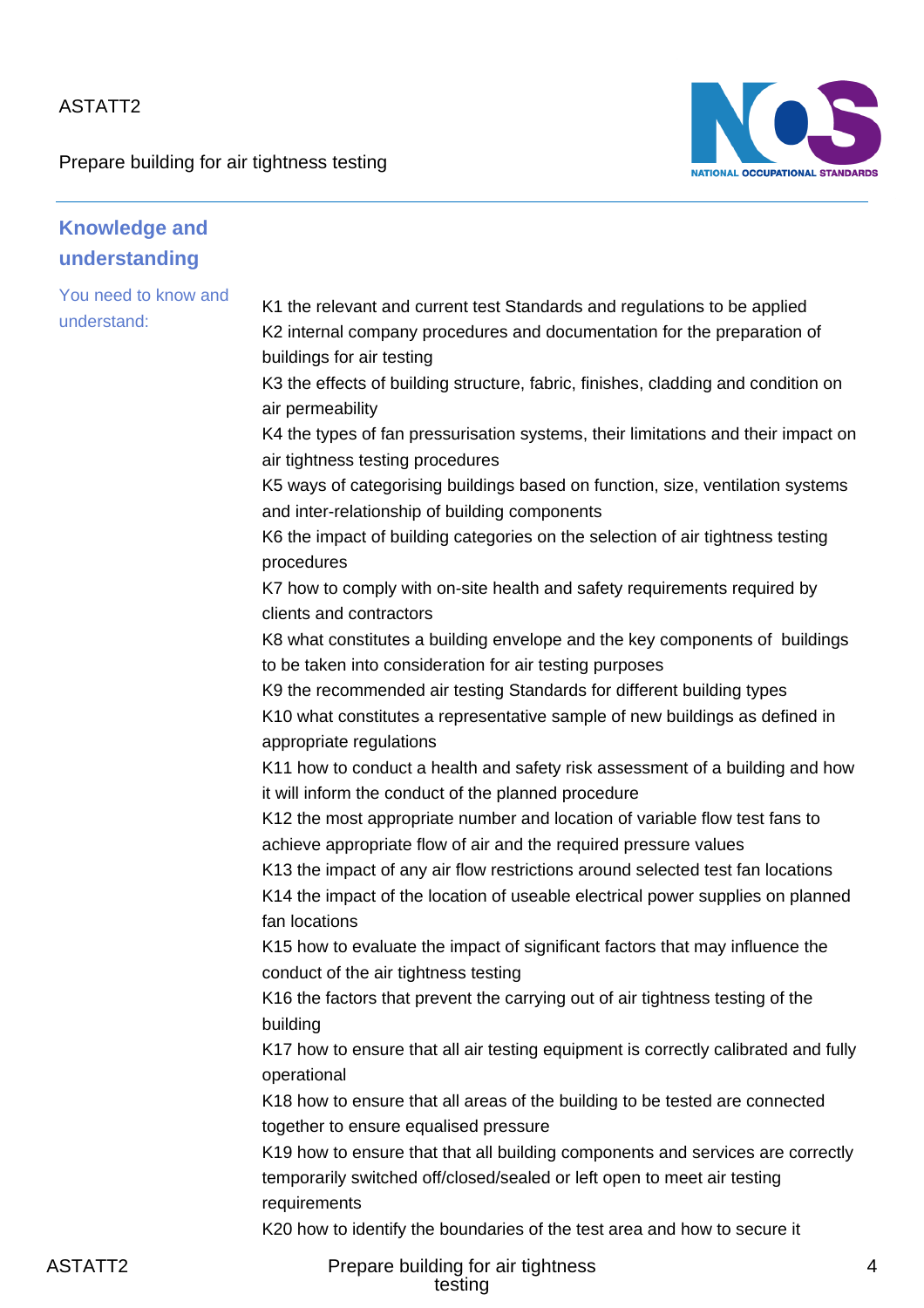## Knowledge and understanding

You need to know and understand:

K1 the relevant and current test Standards and regulations to be applied
K2 internal company procedures and documentation for the preparation of buildings for air testing
K3 the effects of building structure, fabric, finishes, cladding and condition on air permeability
K4 the types of fan pressurisation systems, their limitations and their impact on air tightness testing procedures
K5 ways of categorising buildings based on function, size, ventilation systems and inter-relationship of building components
K6 the impact of building categories on the selection of air tightness testing procedures
K7 how to comply with on-site health and safety requirements required by clients and contractors
K8 what constitutes a building envelope and the key components of buildings to be taken into consideration for air testing purposes
K9 the recommended air testing Standards for different building types
K10 what constitutes a representative sample of new buildings as defined in appropriate regulations
K11 how to conduct a health and safety risk assessment of a building and how it will inform the conduct of the planned procedure
K12 the most appropriate number and location of variable flow test fans to achieve appropriate flow of air and the required pressure values
K13 the impact of any air flow restrictions around selected test fan locations
K14 the impact of the location of useable electrical power supplies on planned fan locations
K15 how to evaluate the impact of significant factors that may influence the conduct of the air tightness testing
K16 the factors that prevent the carrying out of air tightness testing of the building
K17 how to ensure that all air testing equipment is correctly calibrated and fully operational
K18 how to ensure that all areas of the building to be tested are connected together to ensure equalised pressure
K19 how to ensure that that all building components and services are correctly temporarily switched off/closed/sealed or left open to meet air testing requirements
K20 how to identify the boundaries of the test area and how to secure it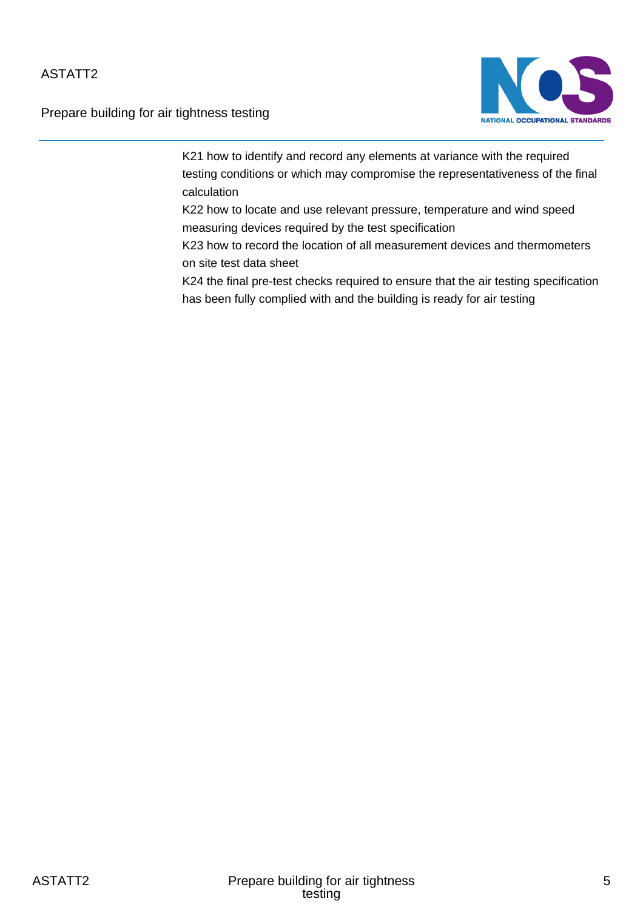K21 how to identify and record any elements at variance with the required testing conditions or which may compromise the representativeness of the final calculation

K22 how to locate and use relevant pressure, temperature and wind speed measuring devices required by the test specification

K23 how to record the location of all measurement devices and thermometers on site test data sheet

K24 the final pre-test checks required to ensure that the air testing specification has been fully complied with and the building is ready for air testing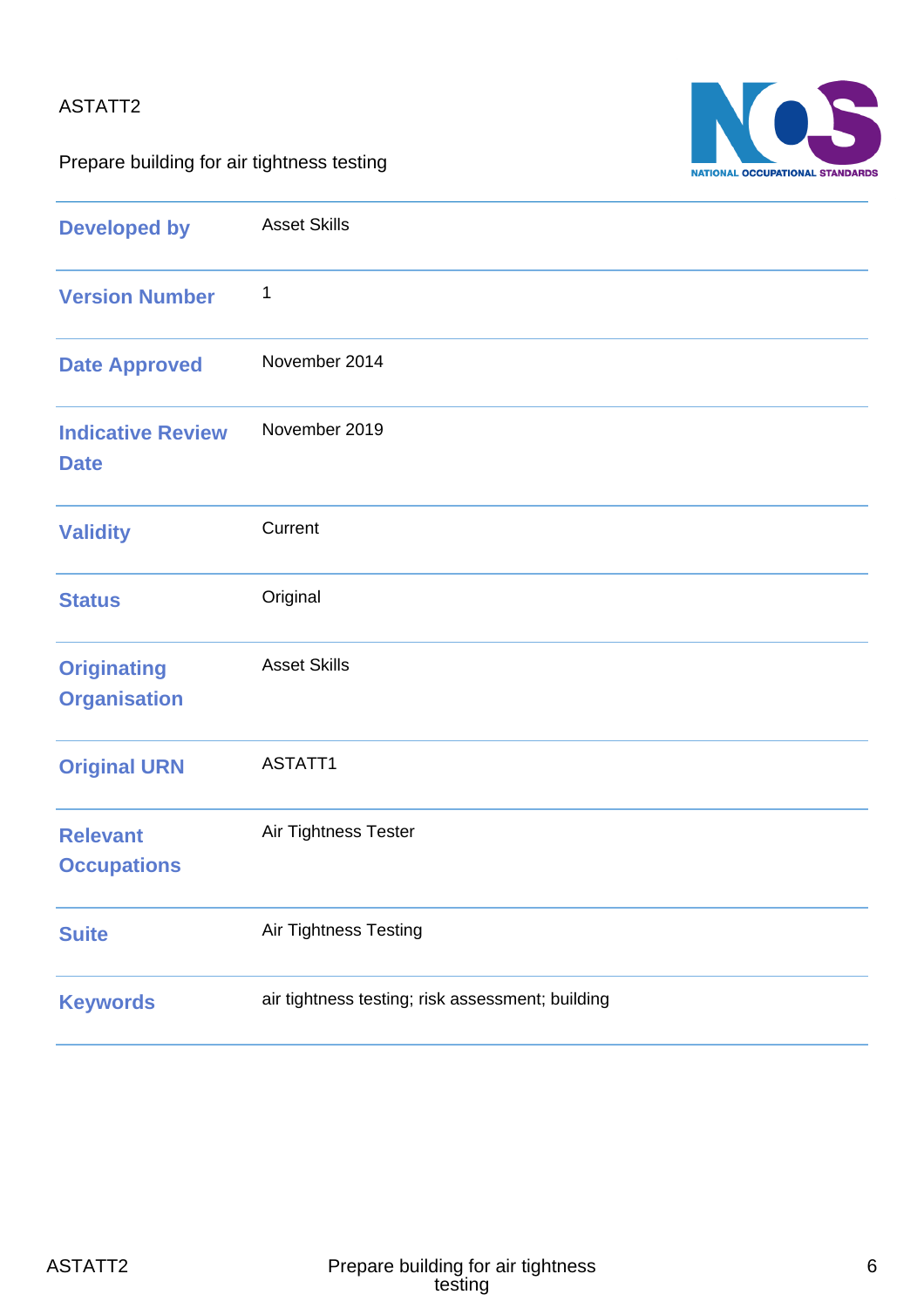| | |
|---|---|
| **Developed by** | Asset Skills |
| **Version Number** | 1 |
| **Date Approved** | November 2014 |
| **Indicative Review Date** | November 2019 |
| **Validity** | Current |
| **Status** | Original |
| **Originating Organisation** | Asset Skills |
| **Original URN** | ASTATT1 |
| **Relevant Occupations** | Air Tightness Tester |
| **Suite** | Air Tightness Testing |
| **Keywords** | air tightness testing; risk assessment; building |